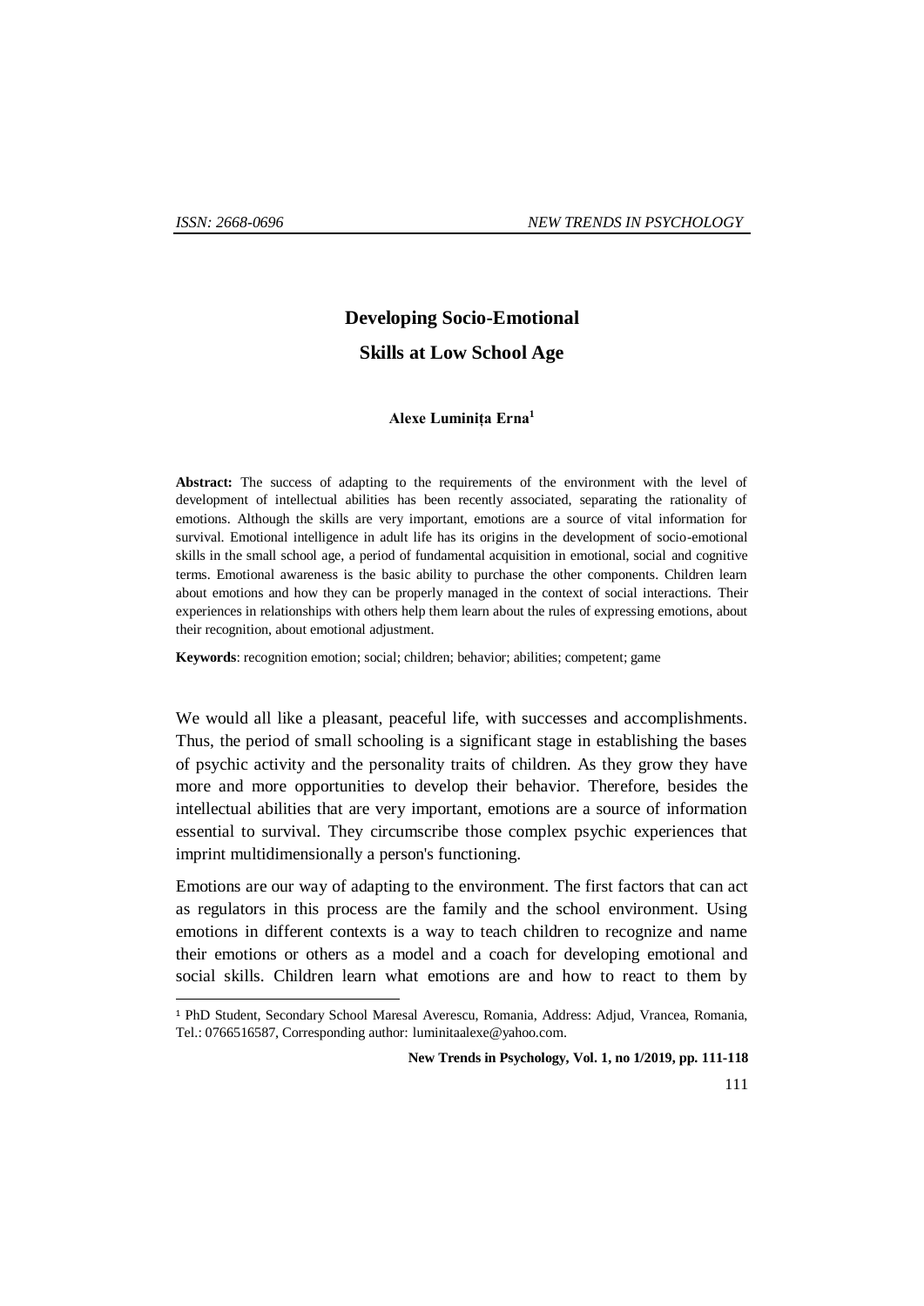# Developing Socio-Emotional Skills at Low School Age

**Alexe Luminița Erna**[1]

**Abstract:** The success of adapting to the requirements of the environment with the level of development of intellectual abilities has been recently associated, separating the rationality of emotions. Although the skills are very important, emotions are a source of vital information for survival. Emotional intelligence in adult life has its origins in the development of socio-emotional skills in the small school age, a period of fundamental acquisition in emotional, social and cognitive terms. Emotional awareness is the basic ability to purchase the other components. Children learn about emotions and how they can be properly managed in the context of social interactions. Their experiences in relationships with others help them learn about the rules of expressing emotions, about their recognition, about emotional adjustment.

**Keywords**: recognition emotion; social; children; behavior; abilities; competent; game

We would all like a pleasant, peaceful life, with successes and accomplishments. Thus, the period of small schooling is a significant stage in establishing the bases of psychic activity and the personality traits of children. As they grow they have more and more opportunities to develop their behavior. Therefore, besides the intellectual abilities that are very important, emotions are a source of information essential to survival. They circumscribe those complex psychic experiences that imprint multidimensionally a person's functioning.

Emotions are our way of adapting to the environment. The first factors that can act as regulators in this process are the family and the school environment. Using emotions in different contexts is a way to teach children to recognize and name their emotions or others as a model and a coach for developing emotional and social skills. Children learn what emotions are and how to react to them by

[1] PhD Student, Secondary School Maresal Averescu, Romania, Address: Adjud, Vrancea, Romania, Tel.: 0766516587, Corresponding author: luminitaalexe@yahoo.com.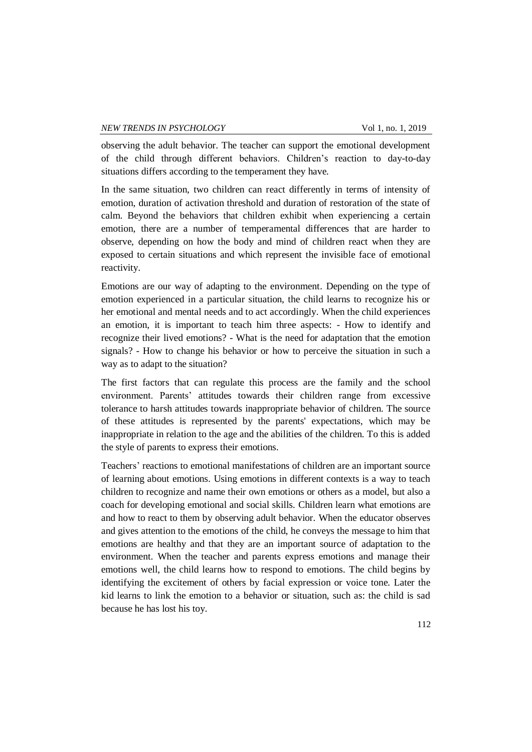observing the adult behavior. The teacher can support the emotional development of the child through different behaviors. Children's reaction to day-to-day situations differs according to the temperament they have.

In the same situation, two children can react differently in terms of intensity of emotion, duration of activation threshold and duration of restoration of the state of calm. Beyond the behaviors that children exhibit when experiencing a certain emotion, there are a number of temperamental differences that are harder to observe, depending on how the body and mind of children react when they are exposed to certain situations and which represent the invisible face of emotional reactivity.

Emotions are our way of adapting to the environment. Depending on the type of emotion experienced in a particular situation, the child learns to recognize his or her emotional and mental needs and to act accordingly. When the child experiences an emotion, it is important to teach him three aspects: - How to identify and recognize their lived emotions? - What is the need for adaptation that the emotion signals? - How to change his behavior or how to perceive the situation in such a way as to adapt to the situation?

The first factors that can regulate this process are the family and the school environment. Parents' attitudes towards their children range from excessive tolerance to harsh attitudes towards inappropriate behavior of children. The source of these attitudes is represented by the parents' expectations, which may be inappropriate in relation to the age and the abilities of the children. To this is added the style of parents to express their emotions.

Teachers' reactions to emotional manifestations of children are an important source of learning about emotions. Using emotions in different contexts is a way to teach children to recognize and name their own emotions or others as a model, but also a coach for developing emotional and social skills. Children learn what emotions are and how to react to them by observing adult behavior. When the educator observes and gives attention to the emotions of the child, he conveys the message to him that emotions are healthy and that they are an important source of adaptation to the environment. When the teacher and parents express emotions and manage their emotions well, the child learns how to respond to emotions. The child begins by identifying the excitement of others by facial expression or voice tone. Later the kid learns to link the emotion to a behavior or situation, such as: the child is sad because he has lost his toy.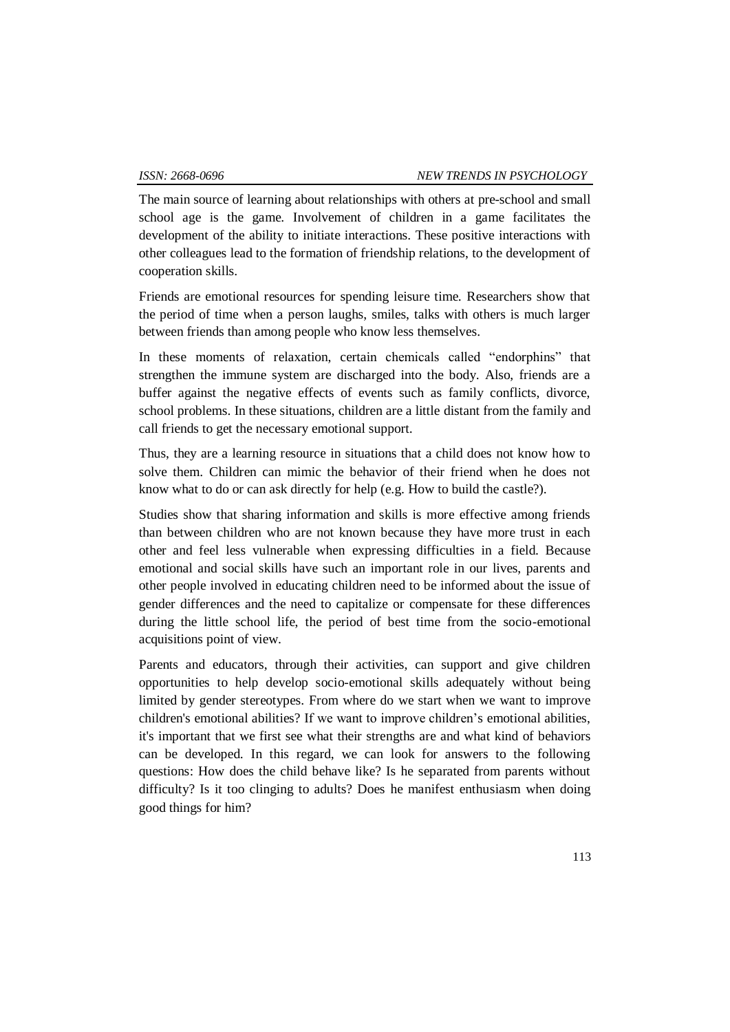The main source of learning about relationships with others at pre-school and small school age is the game. Involvement of children in a game facilitates the development of the ability to initiate interactions. These positive interactions with other colleagues lead to the formation of friendship relations, to the development of cooperation skills.

Friends are emotional resources for spending leisure time. Researchers show that the period of time when a person laughs, smiles, talks with others is much larger between friends than among people who know less themselves.

In these moments of relaxation, certain chemicals called "endorphins" that strengthen the immune system are discharged into the body. Also, friends are a buffer against the negative effects of events such as family conflicts, divorce, school problems. In these situations, children are a little distant from the family and call friends to get the necessary emotional support.

Thus, they are a learning resource in situations that a child does not know how to solve them. Children can mimic the behavior of their friend when he does not know what to do or can ask directly for help (e.g. How to build the castle?).

Studies show that sharing information and skills is more effective among friends than between children who are not known because they have more trust in each other and feel less vulnerable when expressing difficulties in a field. Because emotional and social skills have such an important role in our lives, parents and other people involved in educating children need to be informed about the issue of gender differences and the need to capitalize or compensate for these differences during the little school life, the period of best time from the socio-emotional acquisitions point of view.

Parents and educators, through their activities, can support and give children opportunities to help develop socio-emotional skills adequately without being limited by gender stereotypes. From where do we start when we want to improve children's emotional abilities? If we want to improve children's emotional abilities, it's important that we first see what their strengths are and what kind of behaviors can be developed. In this regard, we can look for answers to the following questions: How does the child behave like? Is he separated from parents without difficulty? Is it too clinging to adults? Does he manifest enthusiasm when doing good things for him?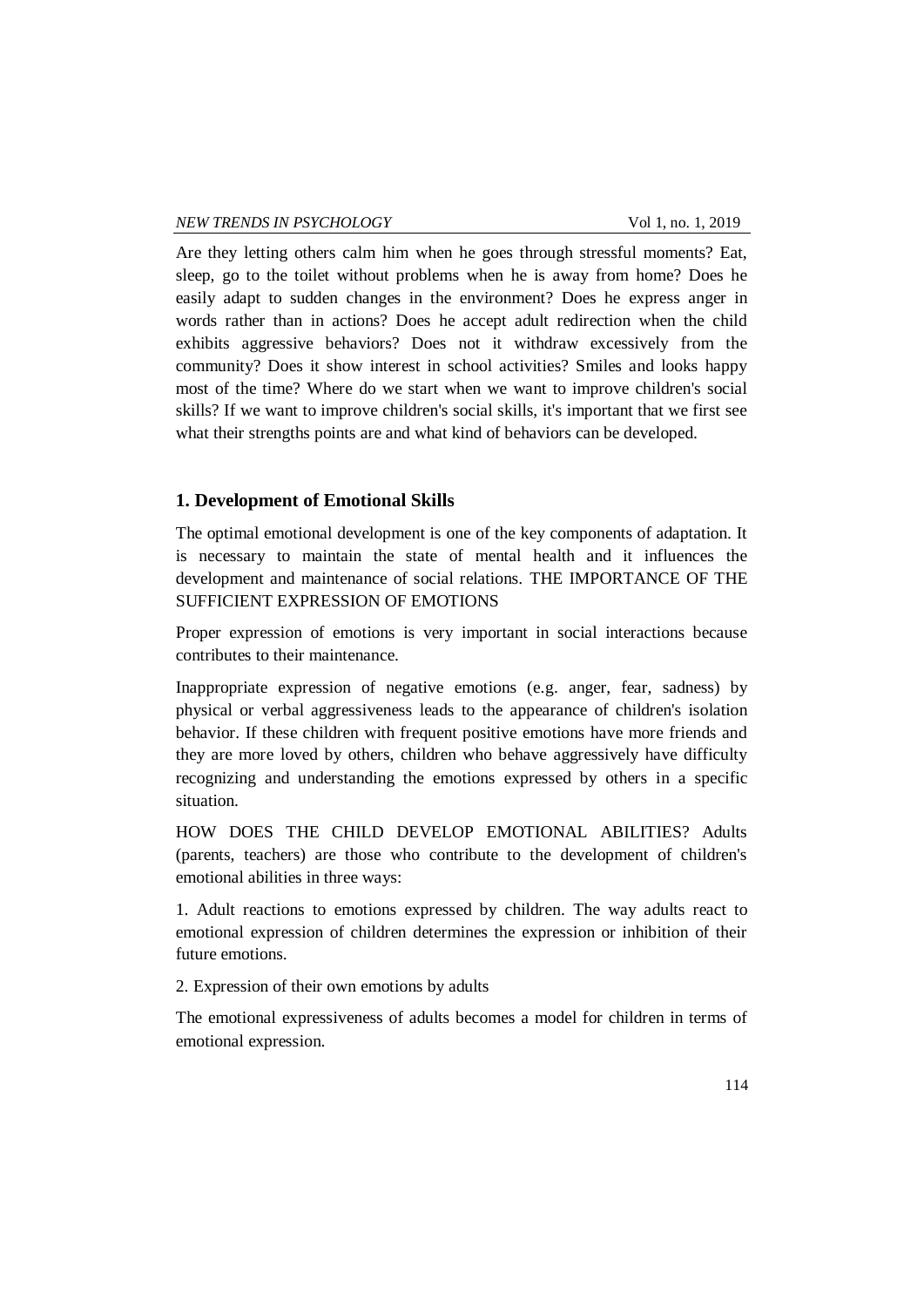Are they letting others calm him when he goes through stressful moments? Eat, sleep, go to the toilet without problems when he is away from home? Does he easily adapt to sudden changes in the environment? Does he express anger in words rather than in actions? Does he accept adult redirection when the child exhibits aggressive behaviors? Does not it withdraw excessively from the community? Does it show interest in school activities? Smiles and looks happy most of the time? Where do we start when we want to improve children's social skills? If we want to improve children's social skills, it's important that we first see what their strengths points are and what kind of behaviors can be developed.

## 1. Development of Emotional Skills

The optimal emotional development is one of the key components of adaptation. It is necessary to maintain the state of mental health and it influences the development and maintenance of social relations. THE IMPORTANCE OF THE SUFFICIENT EXPRESSION OF EMOTIONS

Proper expression of emotions is very important in social interactions because contributes to their maintenance.

Inappropriate expression of negative emotions (e.g. anger, fear, sadness) by physical or verbal aggressiveness leads to the appearance of children's isolation behavior. If these children with frequent positive emotions have more friends and they are more loved by others, children who behave aggressively have difficulty recognizing and understanding the emotions expressed by others in a specific situation.

HOW DOES THE CHILD DEVELOP EMOTIONAL ABILITIES? Adults (parents, teachers) are those who contribute to the development of children's emotional abilities in three ways:

1. Adult reactions to emotions expressed by children. The way adults react to emotional expression of children determines the expression or inhibition of their future emotions.

2. Expression of their own emotions by adults

The emotional expressiveness of adults becomes a model for children in terms of emotional expression.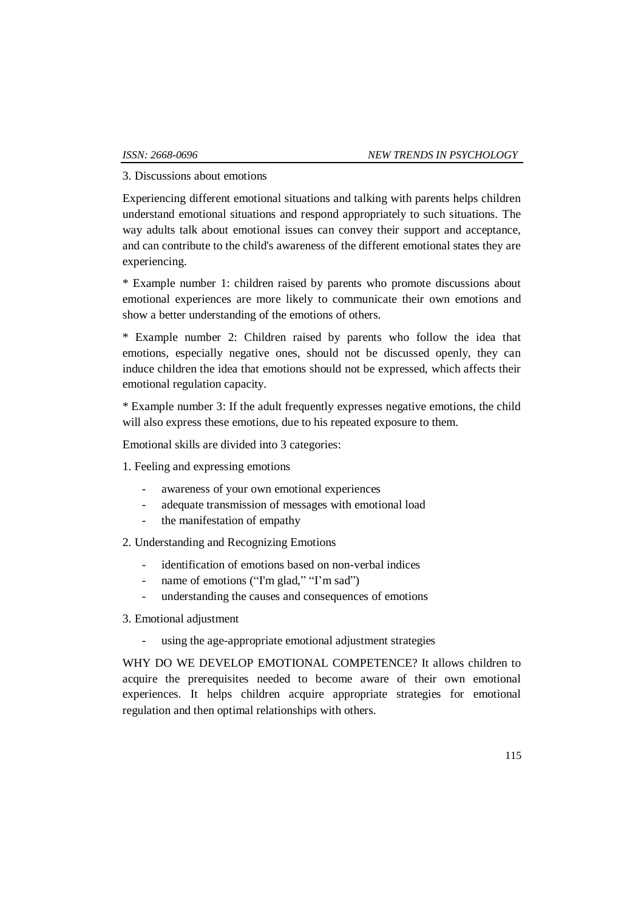3. Discussions about emotions

Experiencing different emotional situations and talking with parents helps children understand emotional situations and respond appropriately to such situations. The way adults talk about emotional issues can convey their support and acceptance, and can contribute to the child's awareness of the different emotional states they are experiencing.

* Example number 1: children raised by parents who promote discussions about emotional experiences are more likely to communicate their own emotions and show a better understanding of the emotions of others.

* Example number 2: Children raised by parents who follow the idea that emotions, especially negative ones, should not be discussed openly, they can induce children the idea that emotions should not be expressed, which affects their emotional regulation capacity.

* Example number 3: If the adult frequently expresses negative emotions, the child will also express these emotions, due to his repeated exposure to them.

Emotional skills are divided into 3 categories:

1. Feeling and expressing emotions

- awareness of your own emotional experiences
- adequate transmission of messages with emotional load
- the manifestation of empathy

2. Understanding and Recognizing Emotions

- identification of emotions based on non-verbal indices
- name of emotions ("I'm glad," "I'm sad")
- understanding the causes and consequences of emotions

3. Emotional adjustment

- using the age-appropriate emotional adjustment strategies

WHY DO WE DEVELOP EMOTIONAL COMPETENCE? It allows children to acquire the prerequisites needed to become aware of their own emotional experiences. It helps children acquire appropriate strategies for emotional regulation and then optimal relationships with others.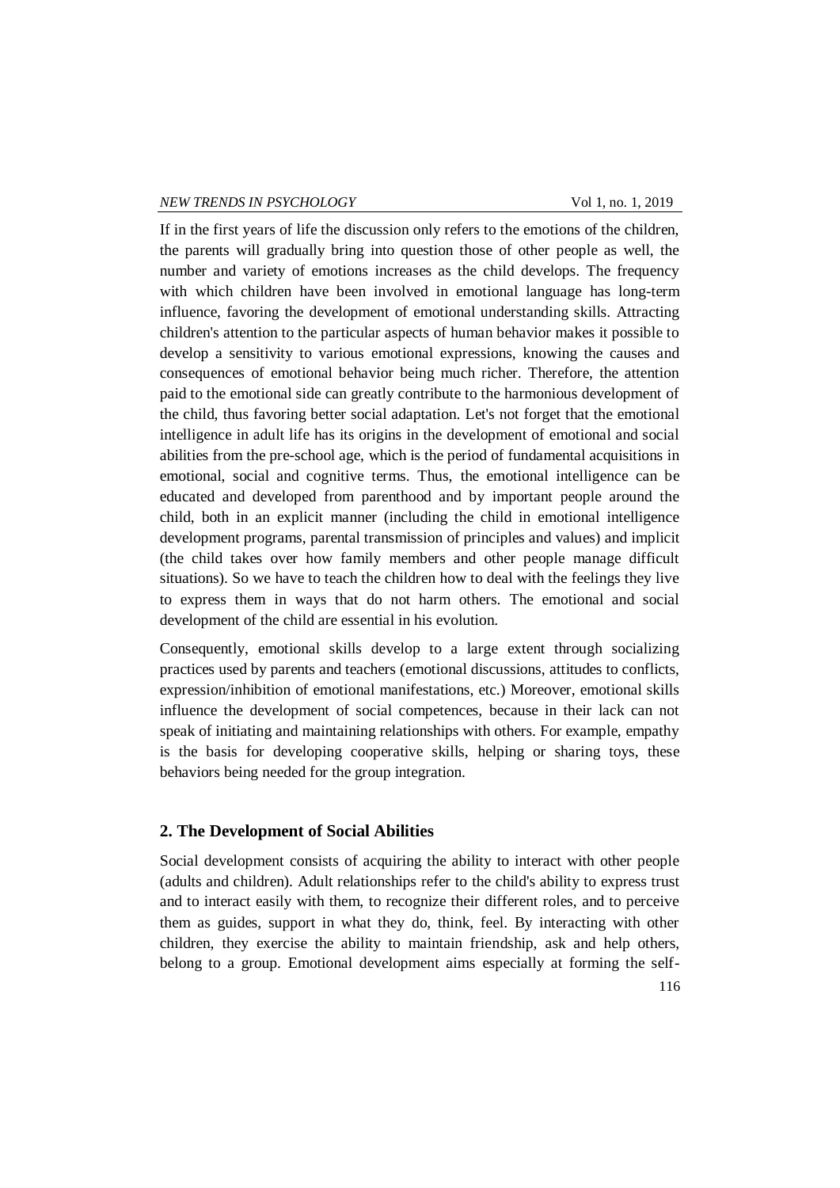If in the first years of life the discussion only refers to the emotions of the children, the parents will gradually bring into question those of other people as well, the number and variety of emotions increases as the child develops. The frequency with which children have been involved in emotional language has long-term influence, favoring the development of emotional understanding skills. Attracting children's attention to the particular aspects of human behavior makes it possible to develop a sensitivity to various emotional expressions, knowing the causes and consequences of emotional behavior being much richer. Therefore, the attention paid to the emotional side can greatly contribute to the harmonious development of the child, thus favoring better social adaptation. Let's not forget that the emotional intelligence in adult life has its origins in the development of emotional and social abilities from the pre-school age, which is the period of fundamental acquisitions in emotional, social and cognitive terms. Thus, the emotional intelligence can be educated and developed from parenthood and by important people around the child, both in an explicit manner (including the child in emotional intelligence development programs, parental transmission of principles and values) and implicit (the child takes over how family members and other people manage difficult situations). So we have to teach the children how to deal with the feelings they live to express them in ways that do not harm others. The emotional and social development of the child are essential in his evolution.

Consequently, emotional skills develop to a large extent through socializing practices used by parents and teachers (emotional discussions, attitudes to conflicts, expression/inhibition of emotional manifestations, etc.) Moreover, emotional skills influence the development of social competences, because in their lack can not speak of initiating and maintaining relationships with others. For example, empathy is the basis for developing cooperative skills, helping or sharing toys, these behaviors being needed for the group integration.

## 2. The Development of Social Abilities

Social development consists of acquiring the ability to interact with other people (adults and children). Adult relationships refer to the child's ability to express trust and to interact easily with them, to recognize their different roles, and to perceive them as guides, support in what they do, think, feel. By interacting with other children, they exercise the ability to maintain friendship, ask and help others, belong to a group. Emotional development aims especially at forming the self-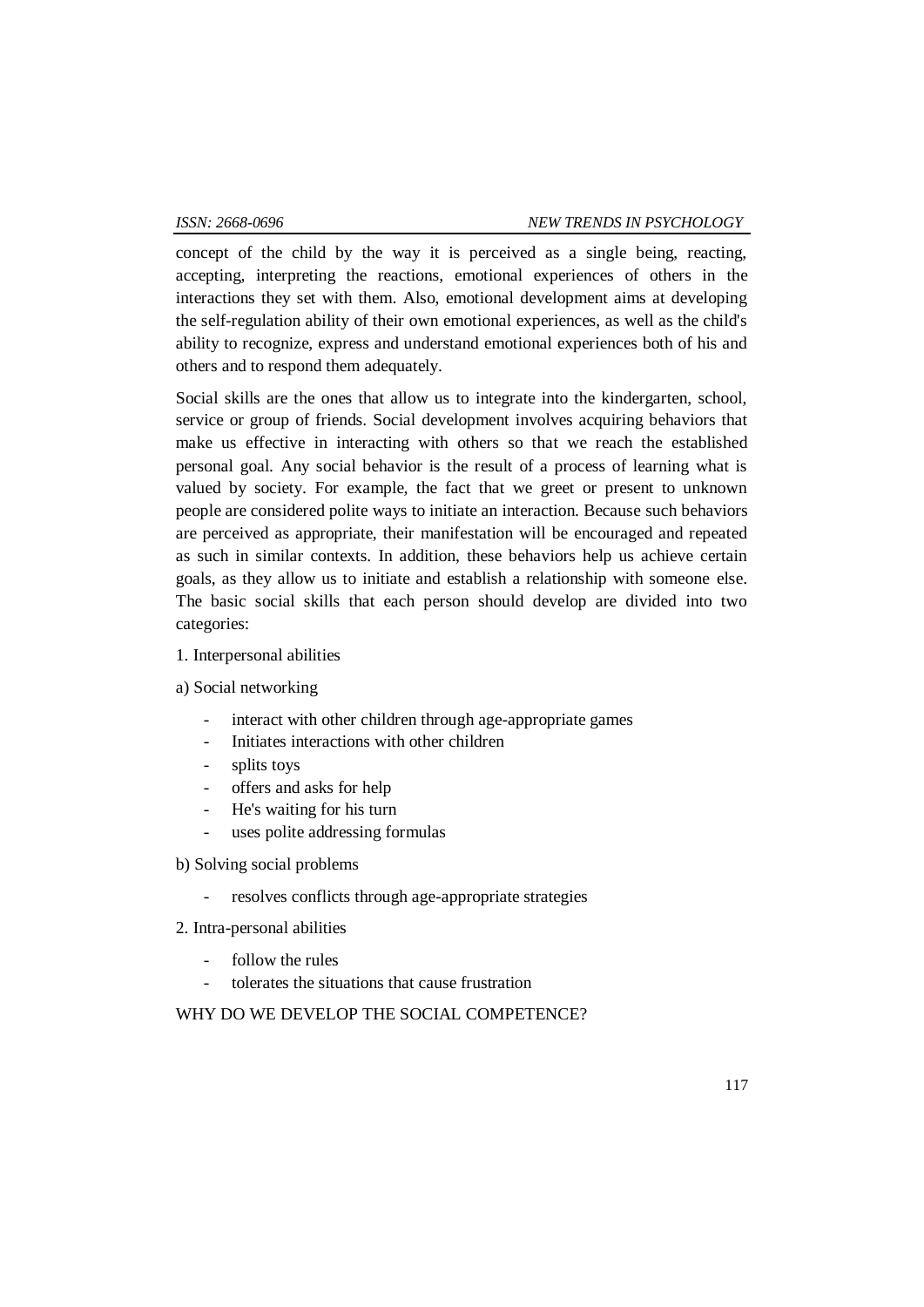concept of the child by the way it is perceived as a single being, reacting, accepting, interpreting the reactions, emotional experiences of others in the interactions they set with them. Also, emotional development aims at developing the self-regulation ability of their own emotional experiences, as well as the child's ability to recognize, express and understand emotional experiences both of his and others and to respond them adequately.

Social skills are the ones that allow us to integrate into the kindergarten, school, service or group of friends. Social development involves acquiring behaviors that make us effective in interacting with others so that we reach the established personal goal. Any social behavior is the result of a process of learning what is valued by society. For example, the fact that we greet or present to unknown people are considered polite ways to initiate an interaction. Because such behaviors are perceived as appropriate, their manifestation will be encouraged and repeated as such in similar contexts. In addition, these behaviors help us achieve certain goals, as they allow us to initiate and establish a relationship with someone else. The basic social skills that each person should develop are divided into two categories:

1. Interpersonal abilities

a) Social networking

- interact with other children through age-appropriate games
- Initiates interactions with other children
- splits toys
- offers and asks for help
- He's waiting for his turn
- uses polite addressing formulas

b) Solving social problems

- resolves conflicts through age-appropriate strategies

2. Intra-personal abilities

- follow the rules
- tolerates the situations that cause frustration

WHY DO WE DEVELOP THE SOCIAL COMPETENCE?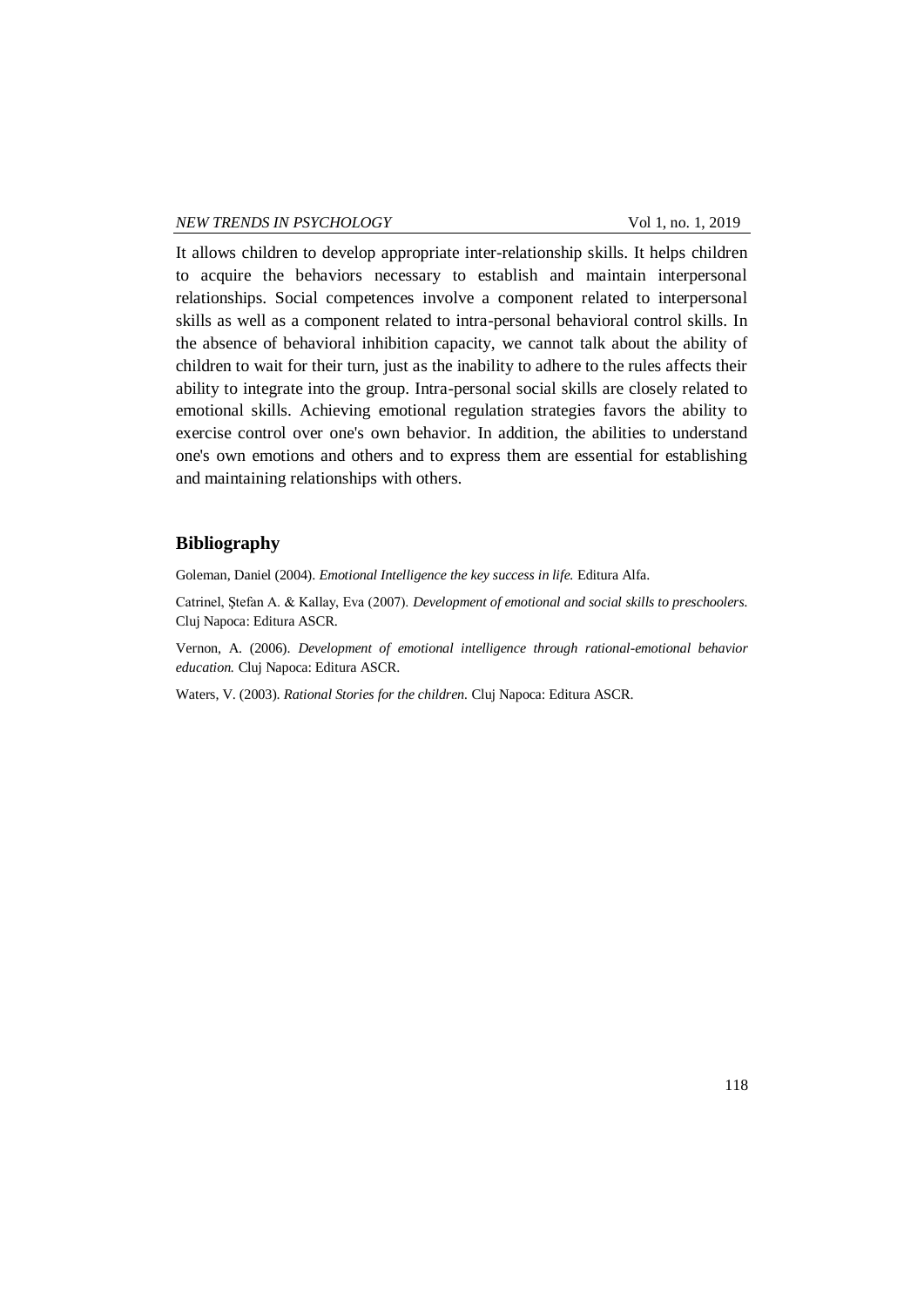It allows children to develop appropriate inter-relationship skills. It helps children to acquire the behaviors necessary to establish and maintain interpersonal relationships. Social competences involve a component related to interpersonal skills as well as a component related to intra-personal behavioral control skills. In the absence of behavioral inhibition capacity, we cannot talk about the ability of children to wait for their turn, just as the inability to adhere to the rules affects their ability to integrate into the group. Intra-personal social skills are closely related to emotional skills. Achieving emotional regulation strategies favors the ability to exercise control over one's own behavior. In addition, the abilities to understand one's own emotions and others and to express them are essential for establishing and maintaining relationships with others.

## Bibliography

Goleman, Daniel (2004). *Emotional Intelligence the key success in life.* Editura Alfa.

Catrinel, Ștefan A. & Kallay, Eva (2007). *Development of emotional and social skills to preschoolers.* Cluj Napoca: Editura ASCR.

Vernon, A. (2006). *Development of emotional intelligence through rational-emotional behavior education.* Cluj Napoca: Editura ASCR.

Waters, V. (2003). *Rational Stories for the children.* Cluj Napoca: Editura ASCR.